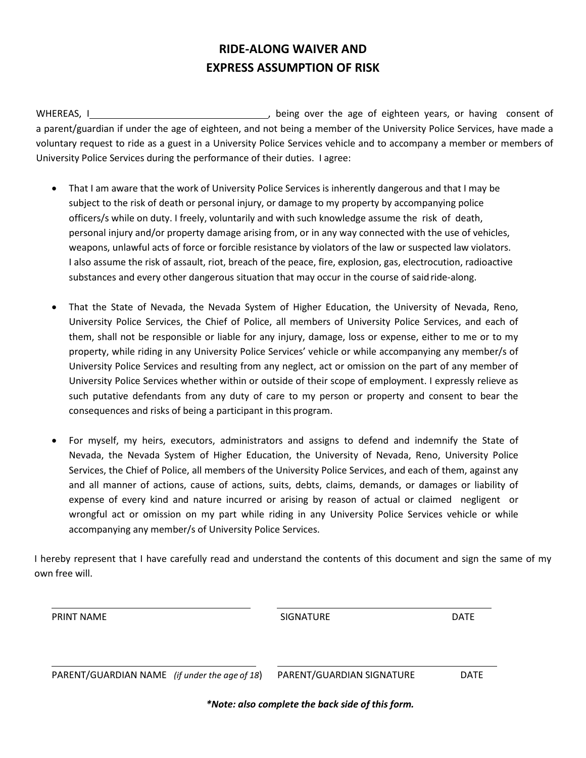# RIDE-ALONG WAIVER AND EXPRESS ASSUMPTION OF RISK

WHEREAS, I\_\_\_\_\_\_\_\_\_\_\_\_\_\_\_\_\_\_\_\_\_\_\_\_\_\_\_\_\_\_\_\_\_\_, being over the age of eighteen years, or having consent of a parent/guardian if under the age of eighteen, and not being a member of the University Police Services, have made a voluntary request to ride as a guest in a University Police Services vehicle and to accompany a member or members of University Police Services during the performance of their duties. I agree:

- That I am aware that the work of University Police Services is inherently dangerous and that I may be subject to the risk of death or personal injury, or damage to my property by accompanying police officers/s while on duty. I freely, voluntarily and with such knowledge assume the risk of death, personal injury and/or property damage arising from, or in any way connected with the use of vehicles, weapons, unlawful acts of force or forcible resistance by violators of the law or suspected law violators. I also assume the risk of assault, riot, breach of the peace, fire, explosion, gas, electrocution, radioactive substances and every other dangerous situation that may occur in the course of said ride-along.

- That the State of Nevada, the Nevada System of Higher Education, the University of Nevada, Reno, University Police Services, the Chief of Police, all members of University Police Services, and each of them, shall not be responsible or liable for any injury, damage, loss or expense, either to me or to my property, while riding in any University Police Services' vehicle or while accompanying any member/s of University Police Services and resulting from any neglect, act or omission on the part of any member of University Police Services whether within or outside of their scope of employment. I expressly relieve as such putative defendants from any duty of care to my person or property and consent to bear the consequences and risks of being a participant in this program.

- For myself, my heirs, executors, administrators and assigns to defend and indemnify the State of Nevada, the Nevada System of Higher Education, the University of Nevada, Reno, University Police Services, the Chief of Police, all members of the University Police Services, and each of them, against any and all manner of actions, cause of actions, suits, debts, claims, demands, or damages or liability of expense of every kind and nature incurred or arising by reason of actual or claimed negligent or wrongful act or omission on my part while riding in any University Police Services vehicle or while accompanying any member/s of University Police Services.

I hereby represent that I have carefully read and understand the contents of this document and sign the same of my own free will.

\_\_\_\_\_\_\_\_\_\_\_\_\_\_\_\_\_\_\_\_\_\_\_\_\_\_\_\_\_\_ \_\_\_\_\_\_\_\_\_\_\_\_\_\_\_\_\_\_\_\_\_\_\_\_\_\_\_\_\_\_

PRINT NAME SIGNATURE DATE

\_\_\_\_\_\_\_\_\_\_\_\_\_\_\_\_\_\_\_\_\_\_\_\_\_\_\_\_\_\_ \_\_\_\_\_\_\_\_\_\_\_\_\_\_\_\_\_\_\_\_\_\_\_\_\_\_\_\_\_\_

PARENT/GUARDIAN NAME *(if under the age of 18)* PARENT/GUARDIAN SIGNATURE DATE

***\*Note: also complete the back side of this form.***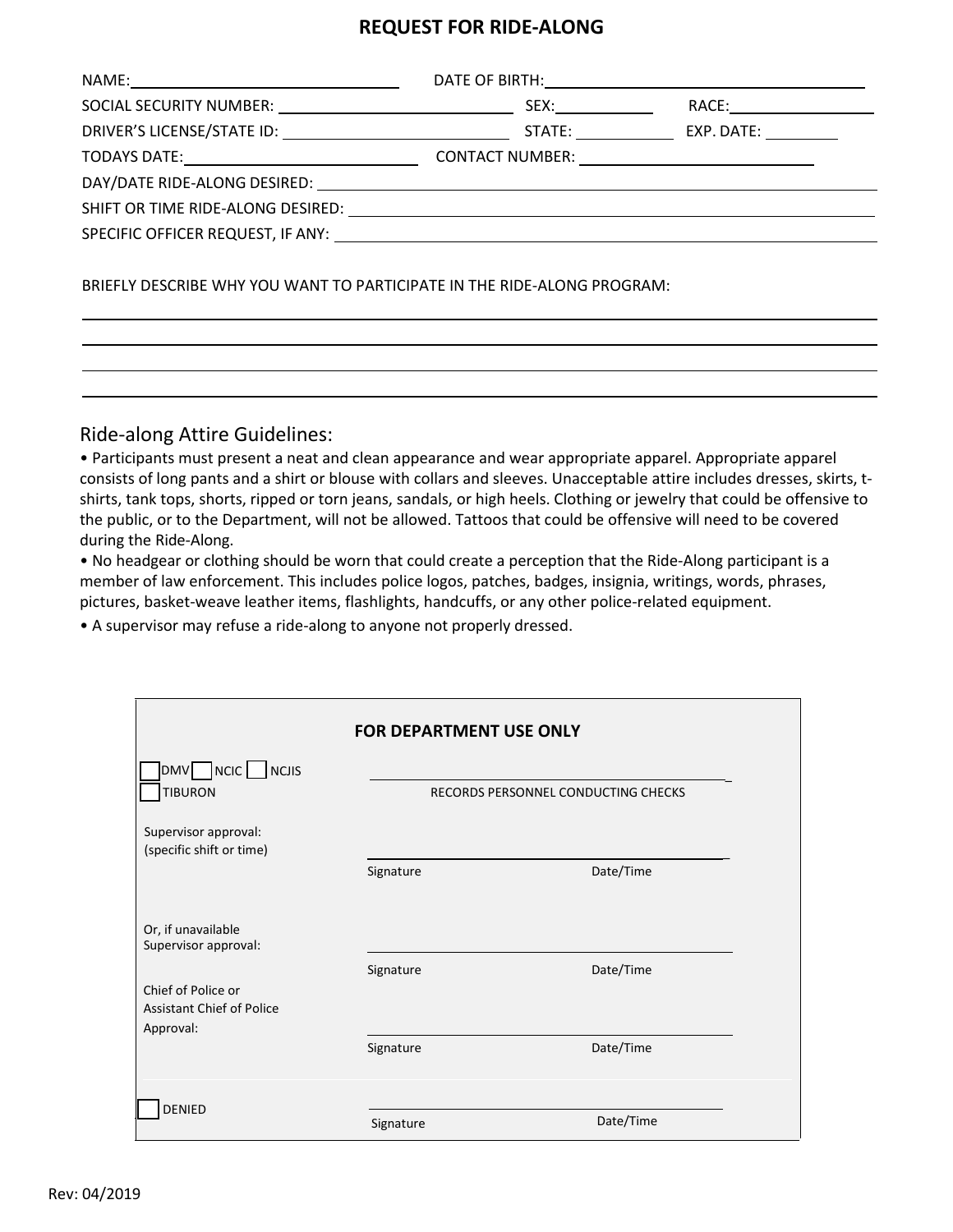# REQUEST FOR RIDE-ALONG

NAME: ______________________ DATE OF BIRTH: ______________________

SOCIAL SECURITY NUMBER: ______________________ SEX: __________ RACE: ______________

DRIVER'S LICENSE/STATE ID: ______________________ STATE: __________ EXP. DATE: ________

TODAYS DATE: ______________________ CONTACT NUMBER: ______________________

DAY/DATE RIDE-ALONG DESIRED: ______________________________________________

SHIFT OR TIME RIDE-ALONG DESIRED: ______________________________________________

SPECIFIC OFFICER REQUEST, IF ANY: ______________________________________________

BRIEFLY DESCRIBE WHY YOU WANT TO PARTICIPATE IN THE RIDE-ALONG PROGRAM:

______________________________________________________________________

______________________________________________________________________

______________________________________________________________________

______________________________________________________________________

## Ride-along Attire Guidelines:

- Participants must present a neat and clean appearance and wear appropriate apparel. Appropriate apparel consists of long pants and a shirt or blouse with collars and sleeves. Unacceptable attire includes dresses, skirts, t-shirts, tank tops, shorts, ripped or torn jeans, sandals, or high heels. Clothing or jewelry that could be offensive to the public, or to the Department, will not be allowed. Tattoos that could be offensive will need to be covered during the Ride-Along.
- No headgear or clothing should be worn that could create a perception that the Ride-Along participant is a member of law enforcement. This includes police logos, patches, badges, insignia, writings, words, phrases, pictures, basket-weave leather items, flashlights, handcuffs, or any other police-related equipment.
- A supervisor may refuse a ride-along to anyone not properly dressed.

**FOR DEPARTMENT USE ONLY**

☐ DMV ☐ NCIC ☐ NCJIS
☐ TIBURON

______________________________
RECORDS PERSONNEL CONDUCTING CHECKS

Supervisor approval:
(specific shift or time)

______________________________
Signature Date/Time

Or, if unavailable
Supervisor approval:

______________________________
Signature Date/Time

Chief of Police or
Assistant Chief of Police
Approval:

______________________________
Signature Date/Time

☐ DENIED

______________________________
Signature Date/Time

Rev: 04/2019